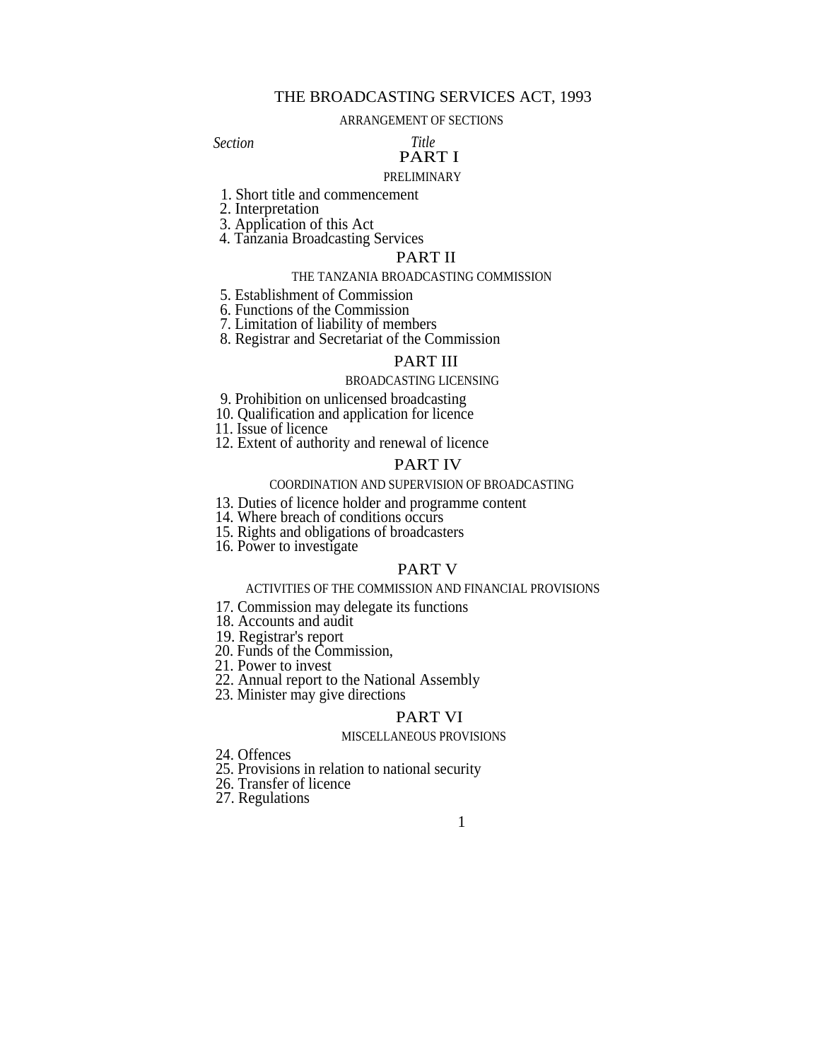# THE BROADCASTING SERVICES ACT, 1993

## ARRANGEMENT OF SECTIONS

*Section* *Title*

### PART I

#### PRELIMINARY

1. Short title and commencement
2. Interpretation
3. Application of this Act
4. Tanzania Broadcasting Services

### PART II

#### THE TANZANIA BROADCASTING COMMISSION

5. Establishment of Commission
6. Functions of the Commission
7. Limitation of liability of members
8. Registrar and Secretariat of the Commission

### PART III

#### BROADCASTING LICENSING

9. Prohibition on unlicensed broadcasting
10. Qualification and application for licence
11. Issue of licence
12. Extent of authority and renewal of licence

### PART IV

#### COORDINATION AND SUPERVISION OF BROADCASTING

13. Duties of licence holder and programme content
14. Where breach of conditions occurs
15. Rights and obligations of broadcasters
16. Power to investigate

### PART V

#### ACTIVITIES OF THE COMMISSION AND FINANCIAL PROVISIONS

17. Commission may delegate its functions
18. Accounts and audit
19. Registrar's report
20. Funds of the Commission,
21. Power to invest
22. Annual report to the National Assembly
23. Minister may give directions

### PART VI

#### MISCELLANEOUS PROVISIONS

24. Offences
25. Provisions in relation to national security
26. Transfer of licence
27. Regulations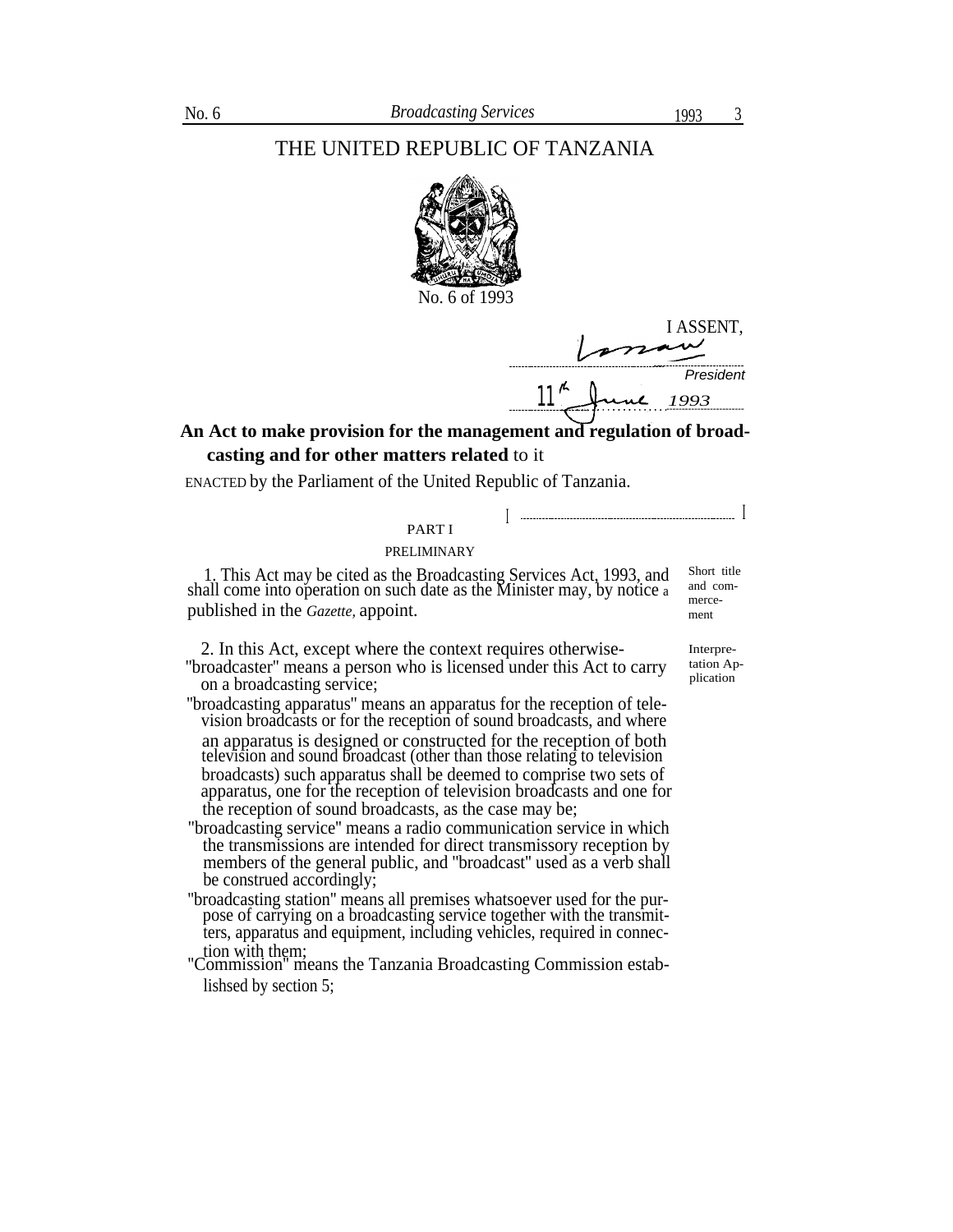# THE UNITED REPUBLIC OF TANZANIA

No. 6 of 1993

I ASSENT,

*[signature]*

President

11th June 1993

**An Act to make provision for the management and regulation of broadcasting and for other matters related to it**

ENACTED by the Parliament of the United Republic of Tanzania.

## PART I

### PRELIMINARY

Short title and commencement

1. This Act may be cited as the Broadcasting Services Act, 1993, and shall come into operation on such date as the Minister may, by notice a published in the *Gazette,* appoint.

Interpretation Application

2. In this Act, except where the context requires otherwise-

"broadcaster" means a person who is licensed under this Act to carry on a broadcasting service;

"broadcasting apparatus" means an apparatus for the reception of television broadcasts or for the reception of sound broadcasts, and where an apparatus is designed or constructed for the reception of both television and sound broadcast (other than those relating to television broadcasts) such apparatus shall be deemed to comprise two sets of apparatus, one for the reception of television broadcasts and one for the reception of sound broadcasts, as the case may be;

"broadcasting service" means a radio communication service in which the transmissions are intended for direct transmissory reception by members of the general public, and "broadcast" used as a verb shall be construed accordingly;

"broadcasting station" means all premises whatsoever used for the purpose of carrying on a broadcasting service together with the transmitters, apparatus and equipment, including vehicles, required in connection with them;

"Commission" means the Tanzania Broadcasting Commission establishsed by section 5;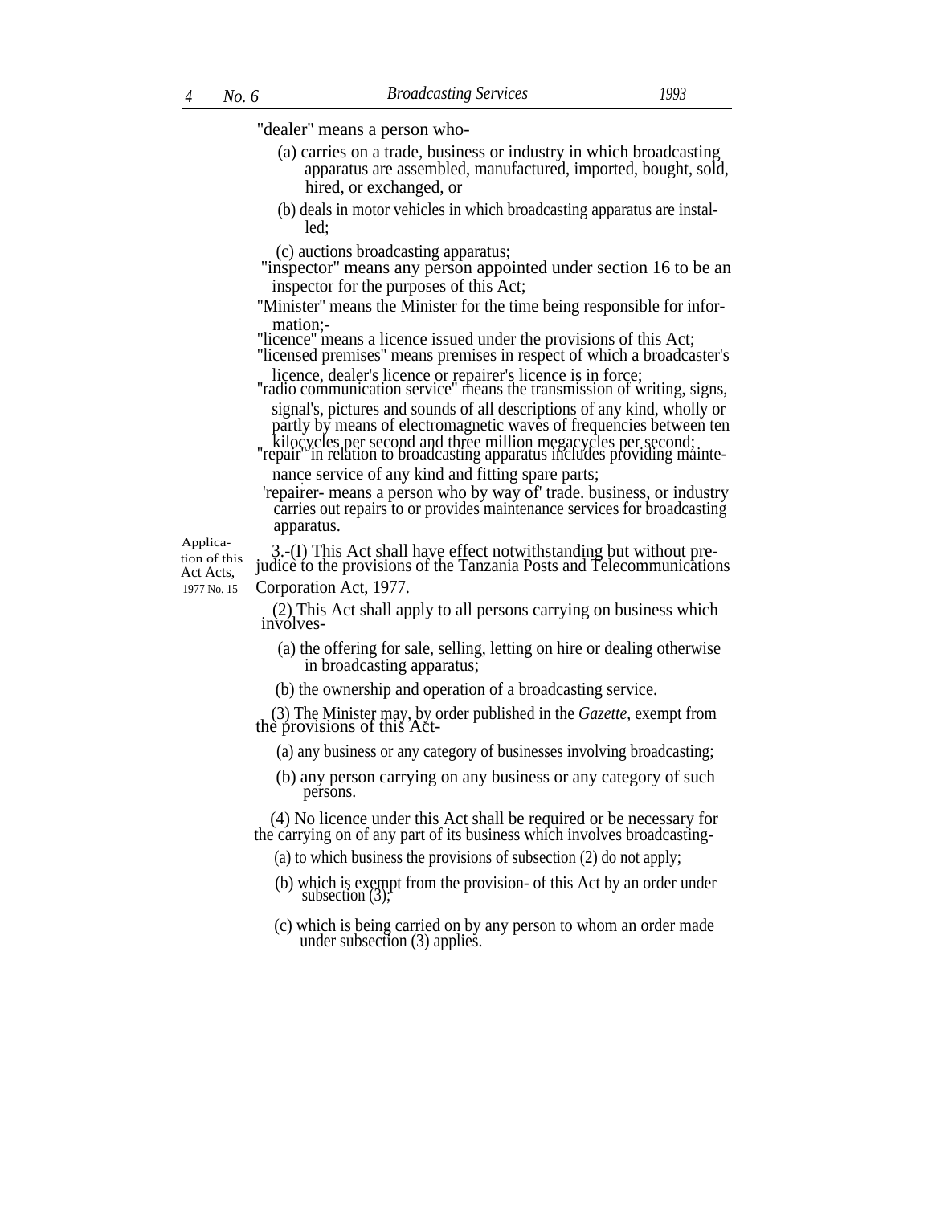"dealer" means a person who-

(a) carries on a trade, business or industry in which broadcasting apparatus are assembled, manufactured, imported, bought, sold, hired, or exchanged, or

(b) deals in motor vehicles in which broadcasting apparatus are installed;

(c) auctions broadcasting apparatus;

"inspector" means any person appointed under section 16 to be an inspector for the purposes of this Act;

"Minister" means the Minister for the time being responsible for information;-

"licence" means a licence issued under the provisions of this Act;

"licensed premises" means premises in respect of which a broadcaster's licence, dealer's licence or repairer's licence is in force;

"radio communication service" means the transmission of writing, signs, signal's, pictures and sounds of all descriptions of any kind, wholly or partly by means of electromagnetic waves of frequencies between ten kilocycles per second and three million megacycles per second;

"repair" in relation to broadcasting apparatus includes providing maintenance service of any kind and fitting spare parts;

'repairer- means a person who by way of' trade. business, or industry carries out repairs to or provides maintenance services for broadcasting apparatus.

Application of this Act Acts, 1977 No. 15

3.-(I) This Act shall have effect notwithstanding but without prejudice to the provisions of the Tanzania Posts and Telecommunications Corporation Act, 1977.

(2) This Act shall apply to all persons carrying on business which involves-

(a) the offering for sale, selling, letting on hire or dealing otherwise in broadcasting apparatus;

(b) the ownership and operation of a broadcasting service.

(3) The Minister may, by order published in the *Gazette*, exempt from the provisions of this Act-

(a) any business or any category of businesses involving broadcasting;

(b) any person carrying on any business or any category of such persons.

(4) No licence under this Act shall be required or be necessary for the carrying on of any part of its business which involves broadcasting-

(a) to which business the provisions of subsection (2) do not apply;

(b) which is exempt from the provision- of this Act by an order under subsection (3);

(c) which is being carried on by any person to whom an order made under subsection (3) applies.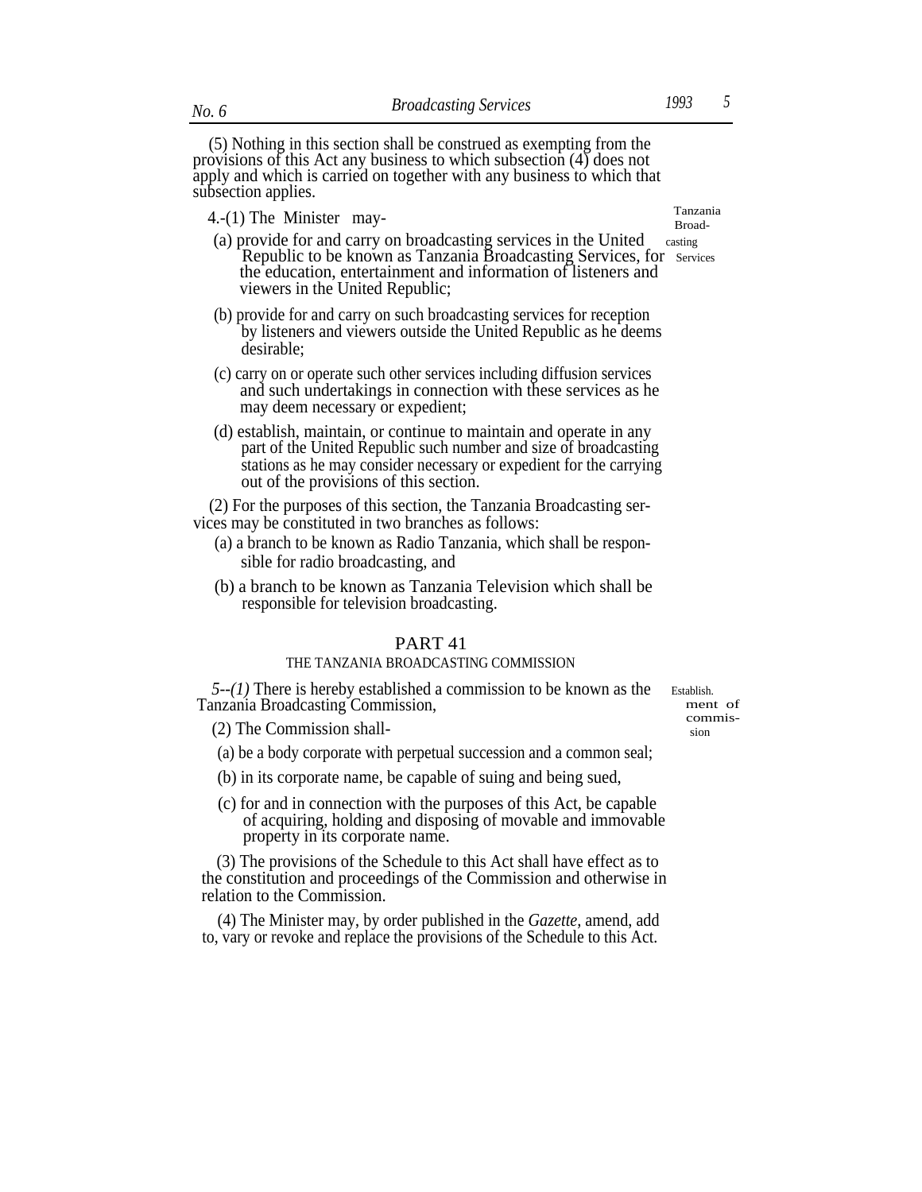(5) Nothing in this section shall be construed as exempting from the provisions of this Act any business to which subsection (4) does not apply and which is carried on together with any business to which that subsection applies.

Tanzania Broadcasting Services

4.-(1) The Minister may-

(a) provide for and carry on broadcasting services in the United Republic to be known as Tanzania Broadcasting Services, for the education, entertainment and information of listeners and viewers in the United Republic;

(b) provide for and carry on such broadcasting services for reception by listeners and viewers outside the United Republic as he deems desirable;

(c) carry on or operate such other services including diffusion services and such undertakings in connection with these services as he may deem necessary or expedient;

(d) establish, maintain, or continue to maintain and operate in any part of the United Republic such number and size of broadcasting stations as he may consider necessary or expedient for the carrying out of the provisions of this section.

(2) For the purposes of this section, the Tanzania Broadcasting services may be constituted in two branches as follows:

(a) a branch to be known as Radio Tanzania, which shall be responsible for radio broadcasting, and

(b) a branch to be known as Tanzania Television which shall be responsible for television broadcasting.

## PART 41

### THE TANZANIA BROADCASTING COMMISSION

Establishment of commission

*5--(1)* There is hereby established a commission to be known as the Tanzania Broadcasting Commission,

(2) The Commission shall-

(a) be a body corporate with perpetual succession and a common seal;

(b) in its corporate name, be capable of suing and being sued,

(c) for and in connection with the purposes of this Act, be capable of acquiring, holding and disposing of movable and immovable property in its corporate name.

(3) The provisions of the Schedule to this Act shall have effect as to the constitution and proceedings of the Commission and otherwise in relation to the Commission.

(4) The Minister may, by order published in the *Gazette,* amend, add to, vary or revoke and replace the provisions of the Schedule to this Act.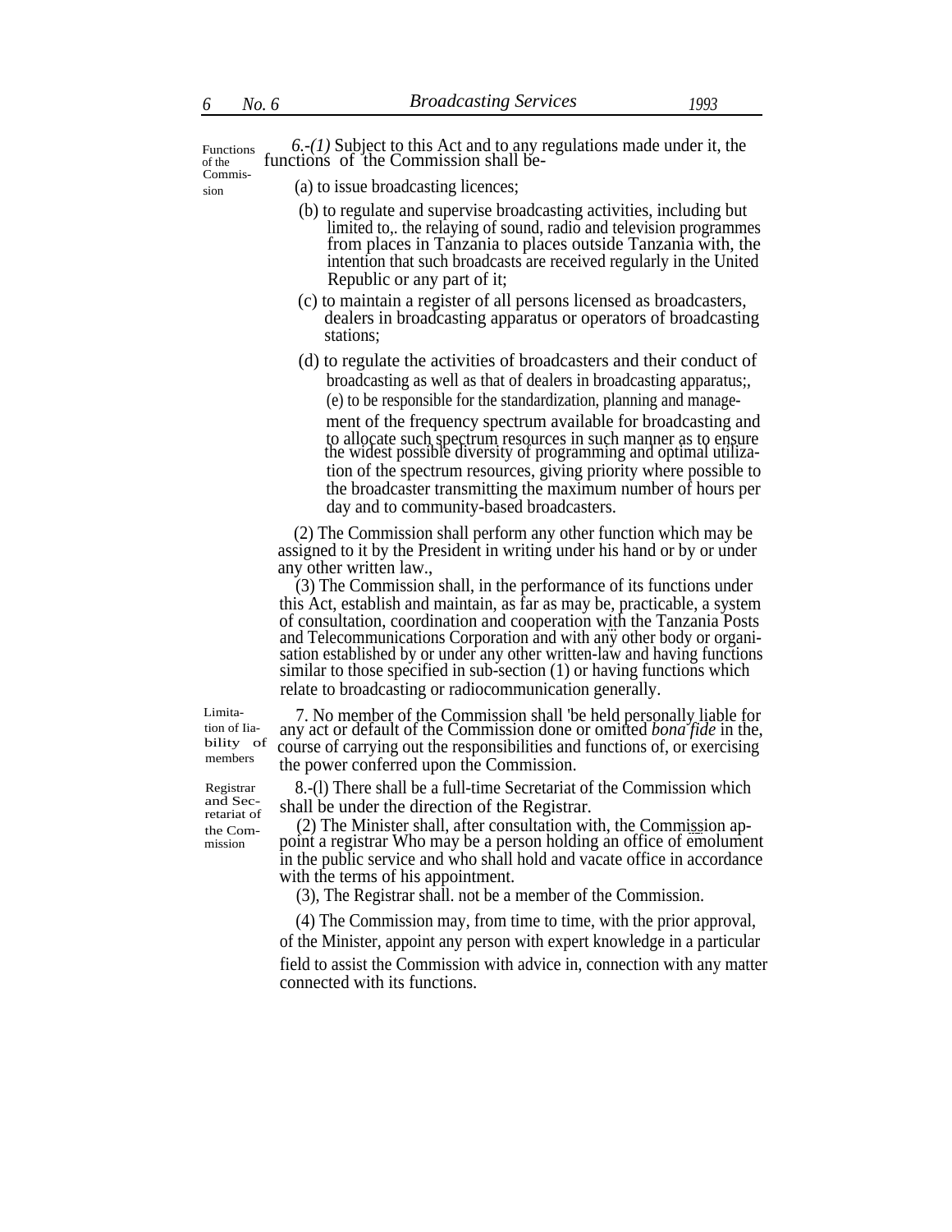Functions of the Commission

6.-*(1)* Subject to this Act and to any regulations made under it, the functions of the Commission shall be-

(a) to issue broadcasting licences;

(b) to regulate and supervise broadcasting activities, including but limited to,. the relaying of sound, radio and television programmes from places in Tanzania to places outside Tanzania with, the intention that such broadcasts are received regularly in the United Republic or any part of it;

(c) to maintain a register of all persons licensed as broadcasters, dealers in broadcasting apparatus or operators of broadcasting stations;

(d) to regulate the activities of broadcasters and their conduct of broadcasting as well as that of dealers in broadcasting apparatus;,

(e) to be responsible for the standardization, planning and management of the frequency spectrum available for broadcasting and to allocate such spectrum resources in such manner as to ensure the widest possible diversity of programming and optimal utilization of the spectrum resources, giving priority where possible to the broadcaster transmitting the maximum number of hours per day and to community-based broadcasters.

(2) The Commission shall perform any other function which may be assigned to it by the President in writing under his hand or by or under any other written law.,

(3) The Commission shall, in the performance of its functions under this Act, establish and maintain, as far as may be, practicable, a system of consultation, coordination and cooperation with the Tanzania Posts and Telecommunications Corporation and with any other body or organisation established by or under any other written-law and having functions similar to those specified in sub-section (1) or having functions which relate to broadcasting or radiocommunication generally.

Limitation of liability of members

7. No member of the Commission shall 'be held personally liable for any act or default of the Commission done or omitted *bona fide* in the, course of carrying out the responsibilities and functions of, or exercising the power conferred upon the Commission.

Registrar and Secretariat of the Commission

8.-(l) There shall be a full-time Secretariat of the Commission which shall be under the direction of the Registrar.

(2) The Minister shall, after consultation with, the Commission appoint a registrar Who may be a person holding an office of emolument in the public service and who shall hold and vacate office in accordance with the terms of his appointment.

(3), The Registrar shall. not be a member of the Commission.

(4) The Commission may, from time to time, with the prior approval, of the Minister, appoint any person with expert knowledge in a particular field to assist the Commission with advice in, connection with any matter connected with its functions.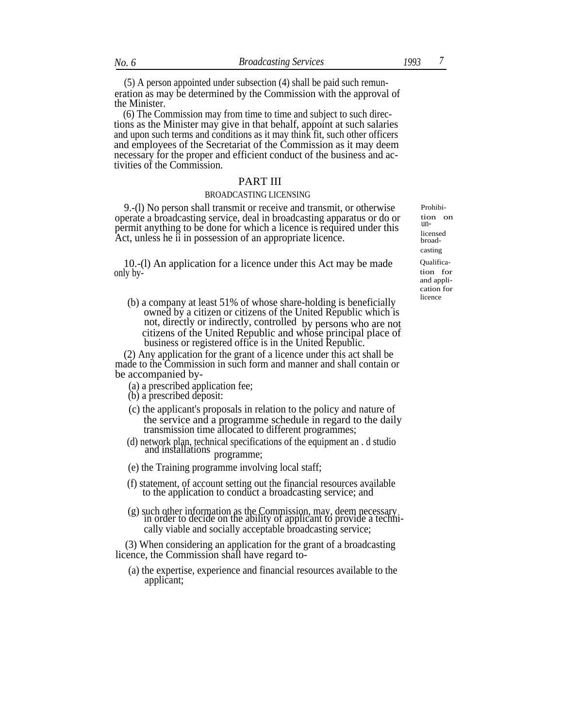(5) A person appointed under subsection (4) shall be paid such remuneration as may be determined by the Commission with the approval of the Minister.

(6) The Commission may from time to time and subject to such directions as the Minister may give in that behalf, appoint at such salaries and upon such terms and conditions as it may think fit, such other officers and employees of the Secretariat of the Commission as it may deem necessary for the proper and efficient conduct of the business and activities of the Commission.

## PART III

### BROADCASTING LICENSING

Prohibition on unlicensed broadcasting

9.-(l) No person shall transmit or receive and transmit, or otherwise operate a broadcasting service, deal in broadcasting apparatus or do or permit anything to be done for which a licence is required under this Act, unless he ii in possession of an appropriate licence.

Qualification for and application for licence

10.-(l) An application for a licence under this Act may be made only by-

(b) a company at least 51% of whose share-holding is beneficially owned by a citizen or citizens of the United Republic which is not, directly or indirectly, controlled by persons who are not citizens of the United Republic and whose principal place of business or registered office is in the United Republic.

(2) Any application for the grant of a licence under this act shall be made to the Commission in such form and manner and shall contain or be accompanied by-

(a) a prescribed application fee;

(b) a prescribed deposit:

(c) the applicant's proposals in relation to the policy and nature of the service and a programme schedule in regard to the daily transmission time allocated to different programmes;

(d) network plan, technical specifications of the equipment an . d studio and installations programme;

(e) the Training programme involving local staff;

(f) statement, of account setting out the financial resources available to the application to conduct a broadcasting service; and

(g) such other information as the Commission, may, deem necessary in order to decide on the ability of applicant to provide a technically viable and socially acceptable broadcasting service;

(3) When considering an application for the grant of a broadcasting licence, the Commission shall have regard to-

(a) the expertise, experience and financial resources available to the applicant;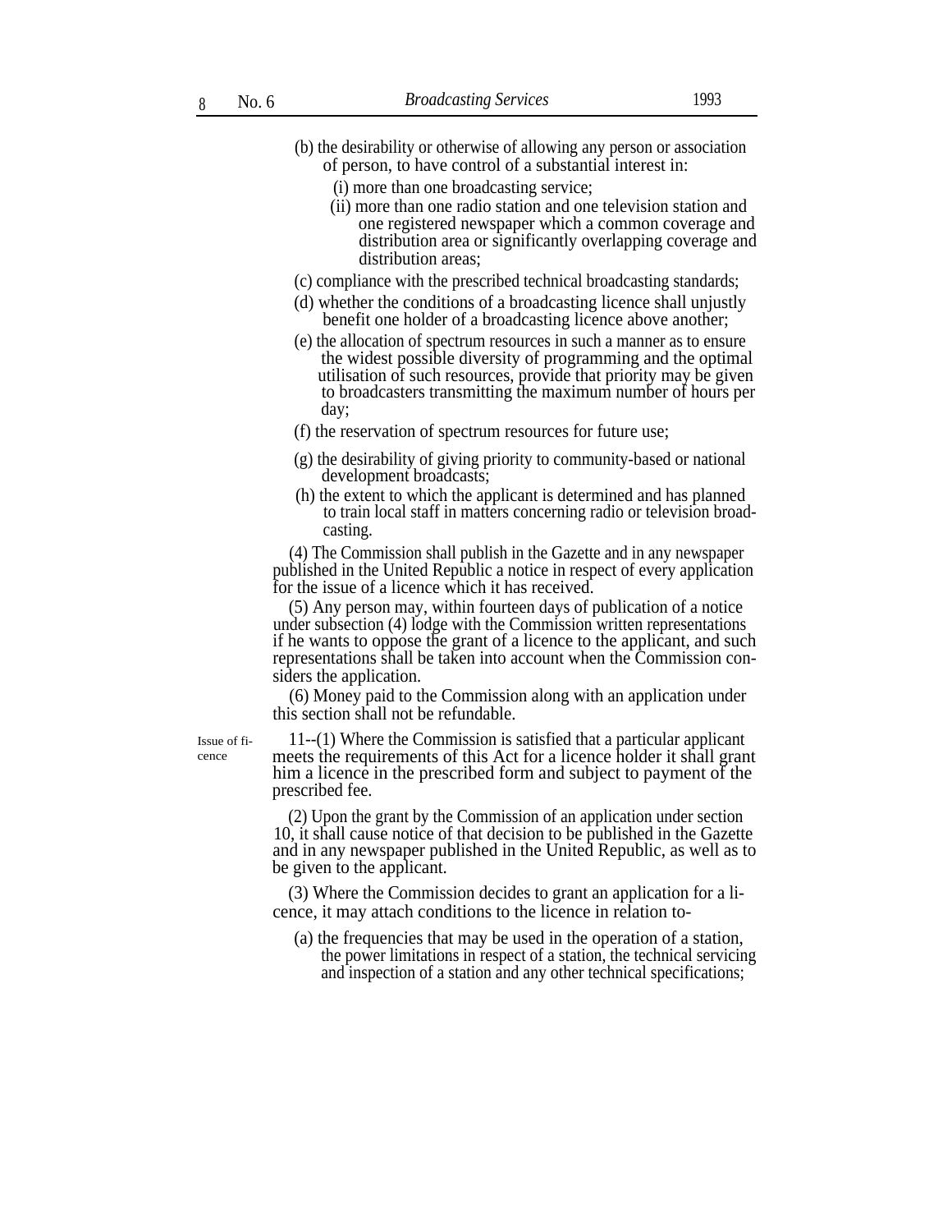(b) the desirability or otherwise of allowing any person or association of person, to have control of a substantial interest in:

(i) more than one broadcasting service;

(ii) more than one radio station and one television station and one registered newspaper which a common coverage and distribution area or significantly overlapping coverage and distribution areas;

(c) compliance with the prescribed technical broadcasting standards;

(d) whether the conditions of a broadcasting licence shall unjustly benefit one holder of a broadcasting licence above another;

(e) the allocation of spectrum resources in such a manner as to ensure the widest possible diversity of programming and the optimal utilisation of such resources, provide that priority may be given to broadcasters transmitting the maximum number of hours per day;

(f) the reservation of spectrum resources for future use;

(g) the desirability of giving priority to community-based or national development broadcasts;

(h) the extent to which the applicant is determined and has planned to train local staff in matters concerning radio or television broadcasting.

(4) The Commission shall publish in the Gazette and in any newspaper published in the United Republic a notice in respect of every application for the issue of a licence which it has received.

(5) Any person may, within fourteen days of publication of a notice under subsection (4) lodge with the Commission written representations if he wants to oppose the grant of a licence to the applicant, and such representations shall be taken into account when the Commission considers the application.

(6) Money paid to the Commission along with an application under this section shall not be refundable.

Issue of licence

11--(1) Where the Commission is satisfied that a particular applicant meets the requirements of this Act for a licence holder it shall grant him a licence in the prescribed form and subject to payment of the prescribed fee.

(2) Upon the grant by the Commission of an application under section 10, it shall cause notice of that decision to be published in the Gazette and in any newspaper published in the United Republic, as well as to be given to the applicant.

(3) Where the Commission decides to grant an application for a licence, it may attach conditions to the licence in relation to-

(a) the frequencies that may be used in the operation of a station, the power limitations in respect of a station, the technical servicing and inspection of a station and any other technical specifications;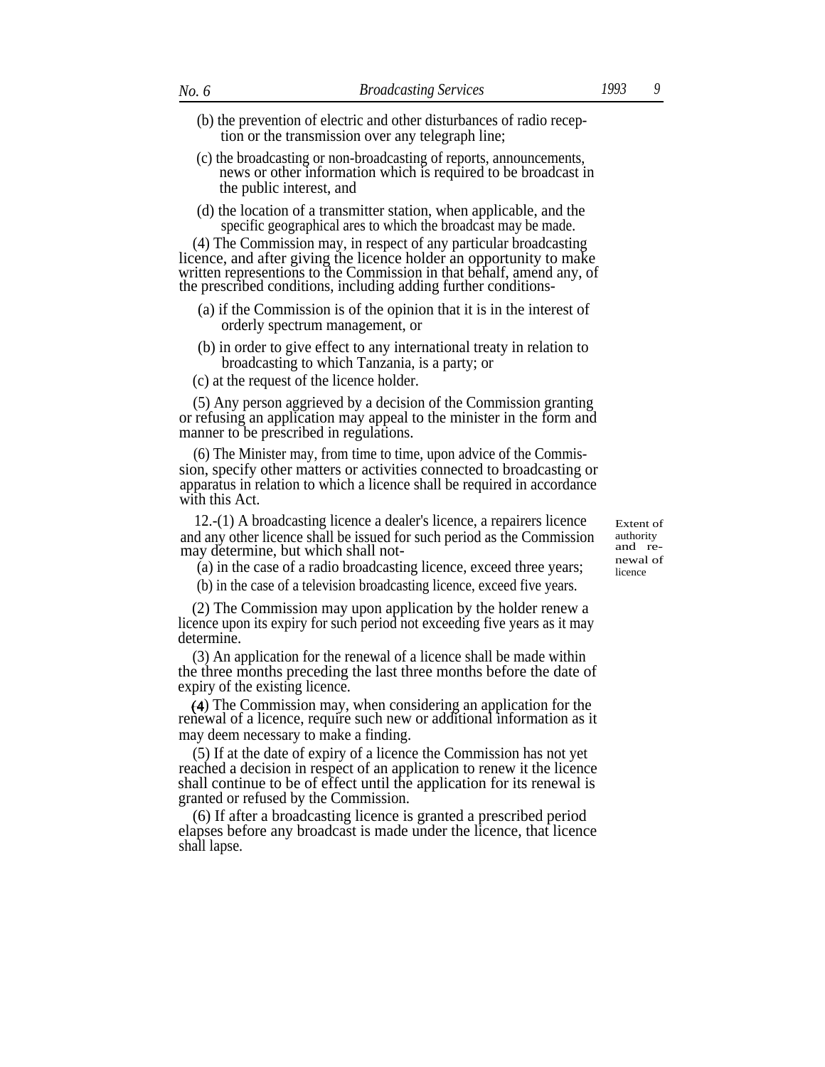(b) the prevention of electric and other disturbances of radio reception or the transmission over any telegraph line;

(c) the broadcasting or non-broadcasting of reports, announcements, news or other information which is required to be broadcast in the public interest, and

(d) the location of a transmitter station, when applicable, and the specific geographical ares to which the broadcast may be made.

(4) The Commission may, in respect of any particular broadcasting licence, and after giving the licence holder an opportunity to make written represention­s to the Commission in that behalf, amend any, of the prescribed conditions, including adding further conditions-

(a) if the Commission is of the opinion that it is in the interest of orderly spectrum management, or

(b) in order to give effect to any international treaty in relation to broadcasting to which Tanzania, is a party; or

(c) at the request of the licence holder.

(5) Any person aggrieved by a decision of the Commission granting or refusing an application may appeal to the minister in the form and manner to be prescribed in regulations.

(6) The Minister may, from time to time, upon advice of the Commission, specify other matters or activities connected to broadcasting or apparatus in relation to which a licence shall be required in accordance with this Act.

Extent of authority and renewal of licence

12.-(1) A broadcasting licence a dealer's licence, a repairers licence and any other licence shall be issued for such period as the Commission may determine, but which shall not-

(a) in the case of a radio broadcasting licence, exceed three years;

(b) in the case of a television broadcasting licence, exceed five years.

(2) The Commission may upon application by the holder renew a licence upon its expiry for such period not exceeding five years as it may determine.

(3) An application for the renewal of a licence shall be made within the three months preceding the last three months before the date of expiry of the existing licence.

(4) The Commission may, when considering an application for the renewal of a licence, require such new or additional information as it may deem necessary to make a finding.

(5) If at the date of expiry of a licence the Commission has not yet reached a decision in respect of an application to renew it the licence shall continue to be of effect until the application for its renewal is granted or refused by the Commission.

(6) If after a broadcasting licence is granted a prescribed period elapses before any broadcast is made under the licence, that licence shall lapse.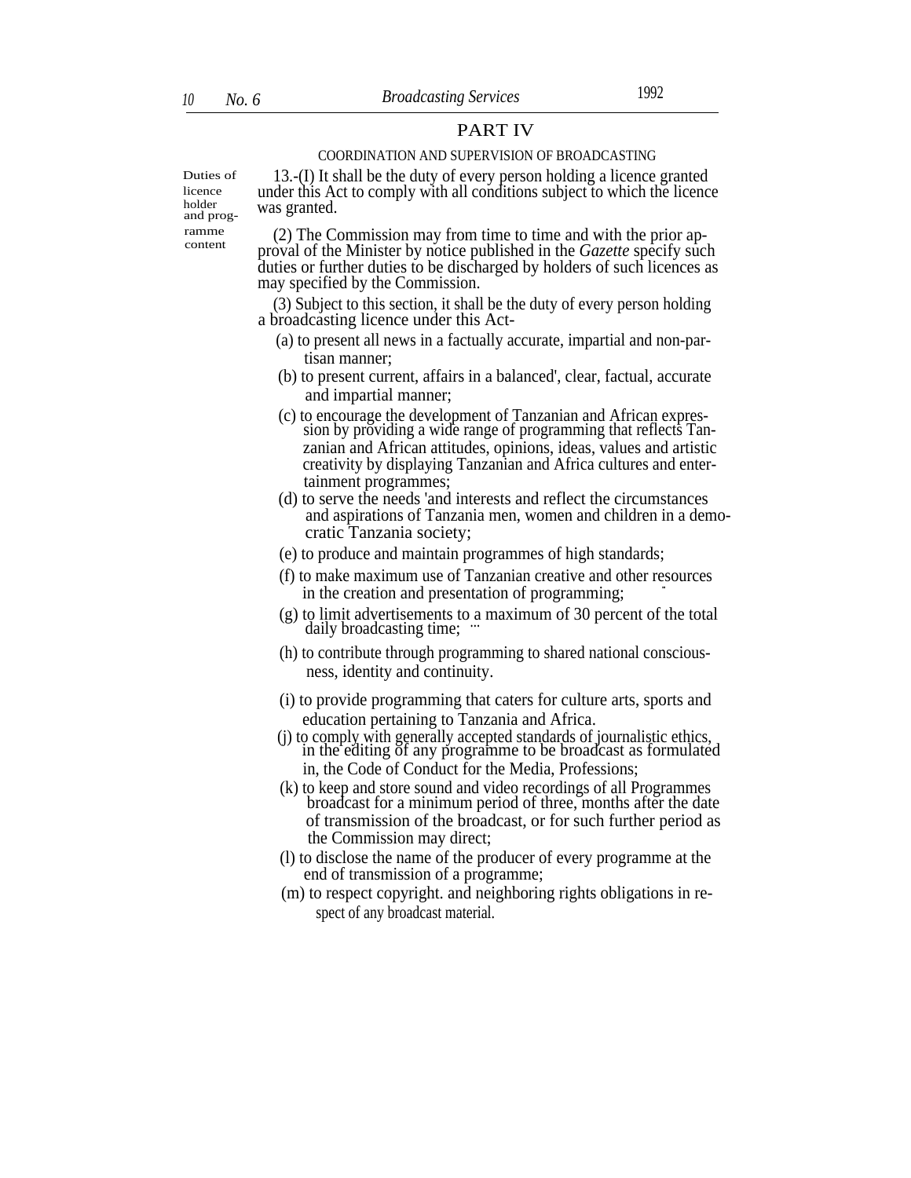## PART IV

### COORDINATION AND SUPERVISION OF BROADCASTING

Duties of licence holder and programme content

13.-(I) It shall be the duty of every person holding a licence granted under this Act to comply with all conditions subject to which the licence was granted.

(2) The Commission may from time to time and with the prior approval of the Minister by notice published in the *Gazette* specify such duties or further duties to be discharged by holders of such licences as may specified by the Commission.

(3) Subject to this section, it shall be the duty of every person holding a broadcasting licence under this Act-

(a) to present all news in a factually accurate, impartial and non-partisan manner;

(b) to present current, affairs in a balanced', clear, factual, accurate and impartial manner;

(c) to encourage the development of Tanzanian and African expression by providing a wide range of programming that reflects Tanzanian and African attitudes, opinions, ideas, values and artistic creativity by displaying Tanzanian and Africa cultures and entertainment programmes;

(d) to serve the needs 'and interests and reflect the circumstances and aspirations of Tanzania men, women and children in a democratic Tanzania society;

(e) to produce and maintain programmes of high standards;

(f) to make maximum use of Tanzanian creative and other resources in the creation and presentation of programming;

(g) to limit advertisements to a maximum of 30 percent of the total daily broadcasting time;

(h) to contribute through programming to shared national consciousness, identity and continuity.

(i) to provide programming that caters for culture arts, sports and education pertaining to Tanzania and Africa.

(j) to comply with generally accepted standards of journalistic ethics, in the editing of any programme to be broadcast as formulated in, the Code of Conduct for the Media, Professions;

(k) to keep and store sound and video recordings of all Programmes broadcast for a minimum period of three, months after the date of transmission of the broadcast, or for such further period as the Commission may direct;

(l) to disclose the name of the producer of every programme at the end of transmission of a programme;

(m) to respect copyright. and neighboring rights obligations in respect of any broadcast material.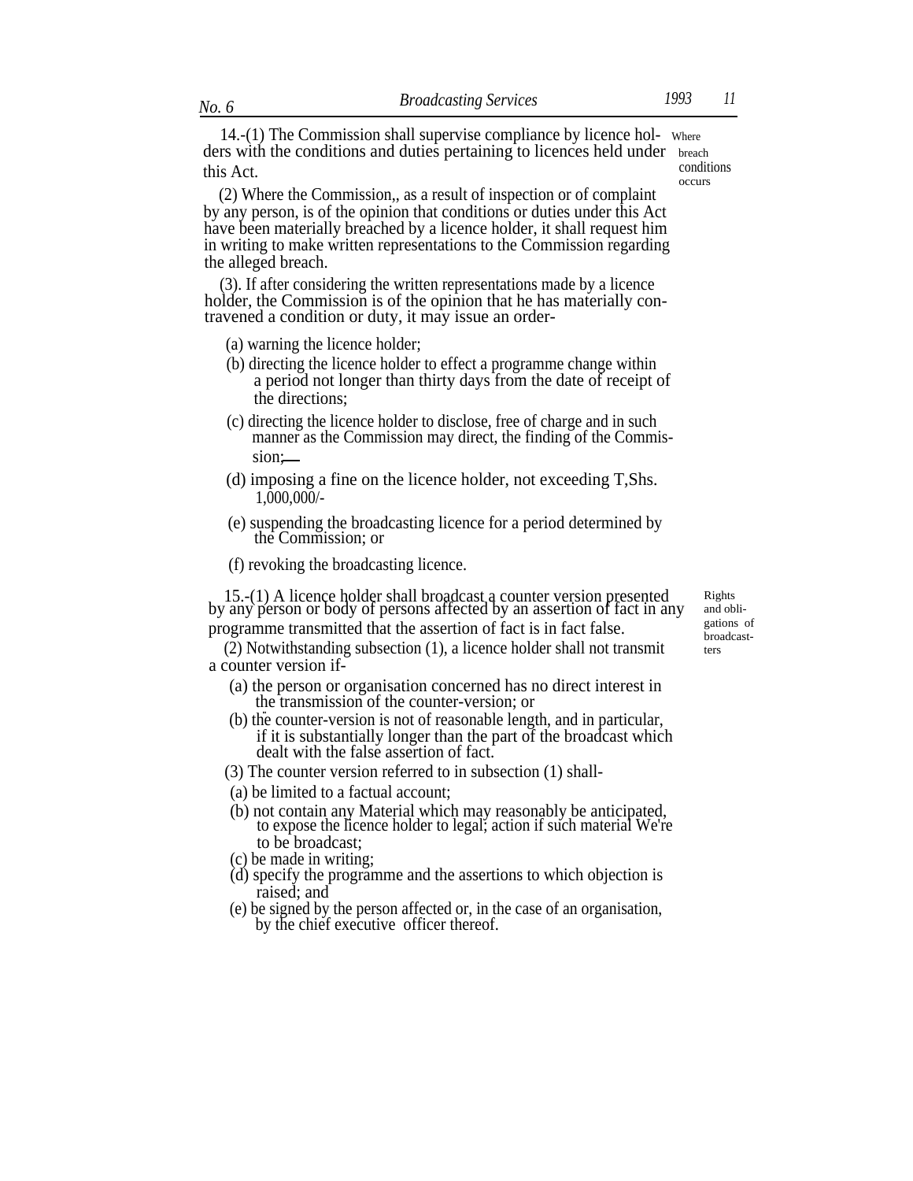**Where breach conditions occurs**

14.-(1) The Commission shall supervise compliance by licence holders with the conditions and duties pertaining to licences held under this Act.

(2) Where the Commission,, as a result of inspection or of complaint by any person, is of the opinion that conditions or duties under this Act have been materially breached by a licence holder, it shall request him in writing to make written representations to the Commission regarding the alleged breach.

(3). If after considering the written representations made by a licence holder, the Commission is of the opinion that he has materially contravened a condition or duty, it may issue an order-

(a) warning the licence holder;

(b) directing the licence holder to effect a programme change within a period not longer than thirty days from the date of receipt of the directions;

(c) directing the licence holder to disclose, free of charge and in such manner as the Commission may direct, the finding of the Commission;

(d) imposing a fine on the licence holder, not exceeding T,Shs. 1,000,000/-

(e) suspending the broadcasting licence for a period determined by the Commission; or

(f) revoking the broadcasting licence.

**Rights and obligations of broadcasters**

15.-(1) A licence holder shall broadcast a counter version presented by any person or body of persons affected by an assertion of fact in any programme transmitted that the assertion of fact is in fact false.

(2) Notwithstanding subsection (1), a licence holder shall not transmit a counter version if-

(a) the person or organisation concerned has no direct interest in the transmission of the counter-version; or

(b) the counter-version is not of reasonable length, and in particular, if it is substantially longer than the part of the broadcast which dealt with the false assertion of fact.

(3) The counter version referred to in subsection (1) shall-

(a) be limited to a factual account;

(b) not contain any Material which may reasonably be anticipated, to expose the licence holder to legal; action if such material We're to be broadcast;

(c) be made in writing;

(d) specify the programme and the assertions to which objection is raised; and

(e) be signed by the person affected or, in the case of an organisation, by the chief executive officer thereof.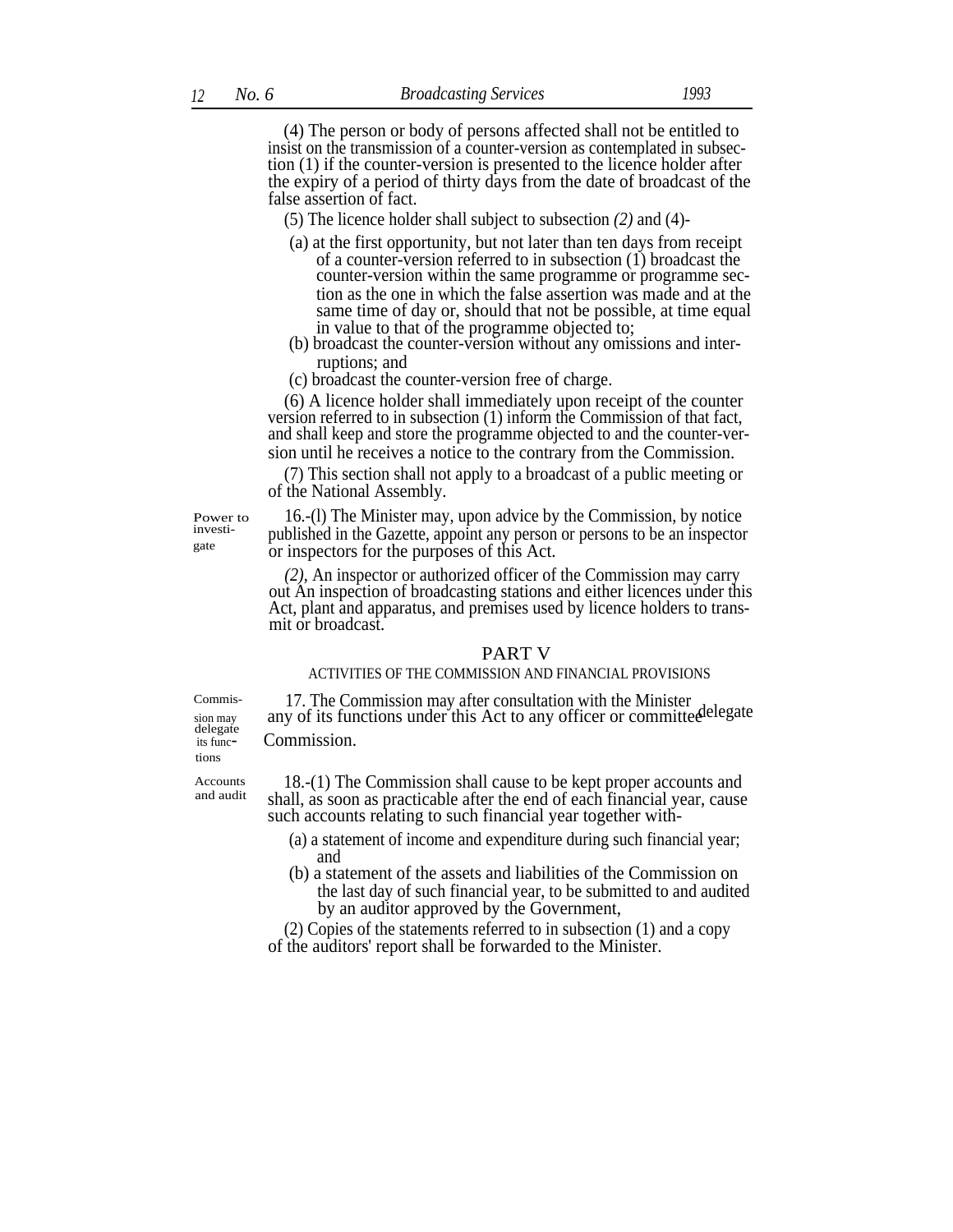(4) The person or body of persons affected shall not be entitled to insist on the transmission of a counter-version as contemplated in subsection (1) if the counter-version is presented to the licence holder after the expiry of a period of thirty days from the date of broadcast of the false assertion of fact.

(5) The licence holder shall subject to subsection *(2)* and (4)-

(a) at the first opportunity, but not later than ten days from receipt of a counter-version referred to in subsection (1) broadcast the counter-version within the same programme or programme section as the one in which the false assertion was made and at the same time of day or, should that not be possible, at time equal in value to that of the programme objected to;

(b) broadcast the counter-version without any omissions and interruptions; and

(c) broadcast the counter-version free of charge.

(6) A licence holder shall immediately upon receipt of the counter version referred to in subsection (1) inform the Commission of that fact, and shall keep and store the programme objected to and the counter-version until he receives a notice to the contrary from the Commission.

(7) This section shall not apply to a broadcast of a public meeting or of the National Assembly.

Power to investigate

16.-(l) The Minister may, upon advice by the Commission, by notice published in the Gazette, appoint any person or persons to be an inspector or inspectors for the purposes of this Act.

*(2)*, An inspector or authorized officer of the Commission may carry out An inspection of broadcasting stations and either licences under this Act, plant and apparatus, and premises used by licence holders to transmit or broadcast.

## PART V

### ACTIVITIES OF THE COMMISSION AND FINANCIAL PROVISIONS

Commission may delegate its functions

17. The Commission may after consultation with the Minister delegate any of its functions under this Act to any officer or committee Commission.

Accounts and audit

18.-(1) The Commission shall cause to be kept proper accounts and shall, as soon as practicable after the end of each financial year, cause such accounts relating to such financial year together with-

(a) a statement of income and expenditure during such financial year; and

(b) a statement of the assets and liabilities of the Commission on the last day of such financial year, to be submitted to and audited by an auditor approved by the Government,

(2) Copies of the statements referred to in subsection (1) and a copy of the auditors' report shall be forwarded to the Minister.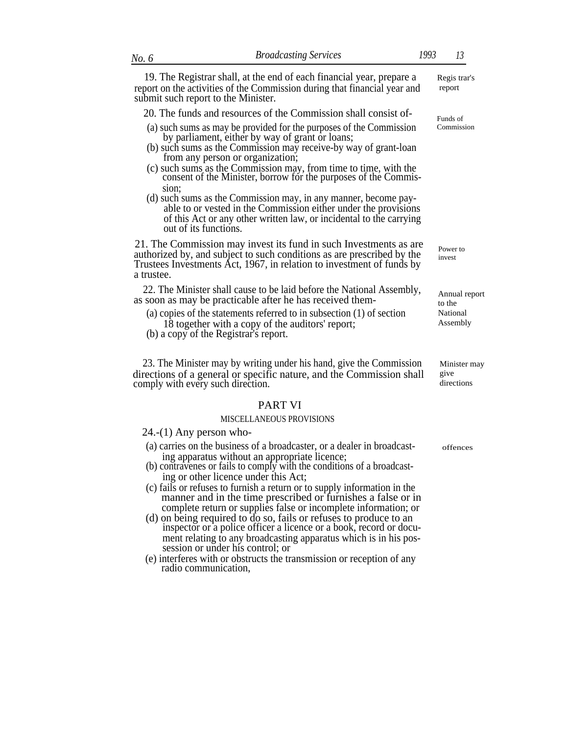19. The Registrar shall, at the end of each financial year, prepare a report on the activities of the Commission during that financial year and submit such report to the Minister.

*Regis trar's report*

20. The funds and resources of the Commission shall consist of-

*Funds of Commission*

(a) such sums as may be provided for the purposes of the Commission by parliament, either by way of grant or loans;

(b) such sums as the Commission may receive-by way of grant-loan from any person or organization;

(c) such sums as the Commission may, from time to time, with the consent of the Minister, borrow for the purposes of the Commission;

(d) such sums as the Commission may, in any manner, become payable to or vested in the Commission either under the provisions of this Act or any other written law, or incidental to the carrying out of its functions.

21. The Commission may invest its fund in such Investments as are authorized by, and subject to such conditions as are prescribed by the Trustees Investments Act, 1967, in relation to investment of funds by a trustee.

*Power to invest*

22. The Minister shall cause to be laid before the National Assembly, as soon as may be practicable after he has received them-

*Annual report to the National Assembly*

(a) copies of the statements referred to in subsection (1) of section 18 together with a copy of the auditors' report;

(b) a copy of the Registrar's report.

23. The Minister may by writing under his hand, give the Commission directions of a general or specific nature, and the Commission shall comply with every such direction.

*Minister may give directions*

## PART VI

### MISCELLANEOUS PROVISIONS

24.-(1) Any person who-

*offences*

(a) carries on the business of a broadcaster, or a dealer in broadcasting apparatus without an appropriate licence;

(b) contravenes or fails to comply with the conditions of a broadcasting or other licence under this Act;

(c) fails or refuses to furnish a return or to supply information in the manner and in the time prescribed or furnishes a false or in complete return or supplies false or incomplete information; or

(d) on being required to do so, fails or refuses to produce to an inspector or a police officer a licence or a book, record or document relating to any broadcasting apparatus which is in his possession or under his control; or

(e) interferes with or obstructs the transmission or reception of any radio communication,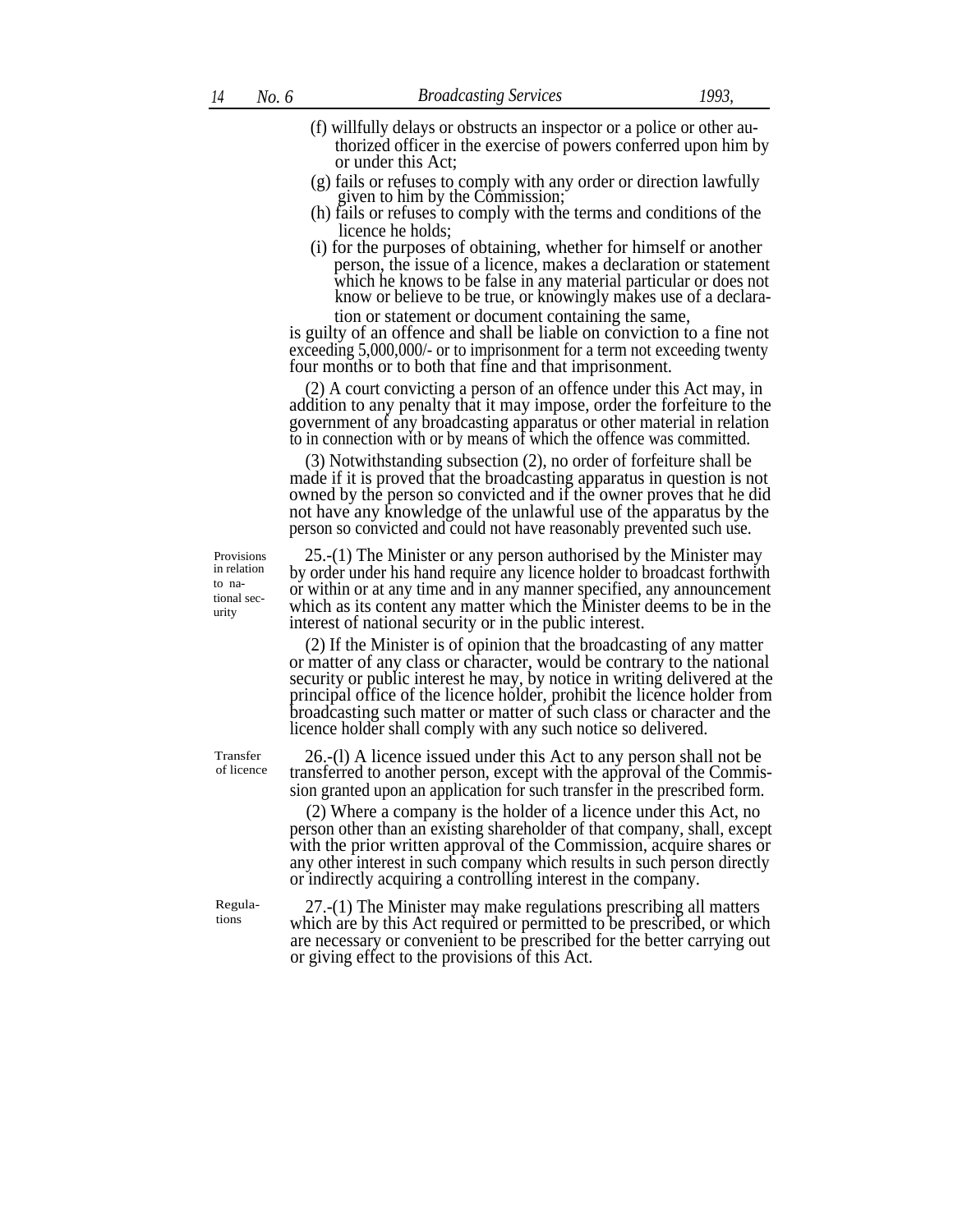(f) willfully delays or obstructs an inspector or a police or other authorized officer in the exercise of powers conferred upon him by or under this Act;

(g) fails or refuses to comply with any order or direction lawfully given to him by the Commission;

(h) fails or refuses to comply with the terms and conditions of the licence he holds;

(i) for the purposes of obtaining, whether for himself or another person, the issue of a licence, makes a declaration or statement which he knows to be false in any material particular or does not know or believe to be true, or knowingly makes use of a declaration or statement or document containing the same,

is guilty of an offence and shall be liable on conviction to a fine not exceeding 5,000,000/- or to imprisonment for a term not exceeding twenty four months or to both that fine and that imprisonment.

(2) A court convicting a person of an offence under this Act may, in addition to any penalty that it may impose, order the forfeiture to the government of any broadcasting apparatus or other material in relation to in connection with or by means of which the offence was committed.

(3) Notwithstanding subsection (2), no order of forfeiture shall be made if it is proved that the broadcasting apparatus in question is not owned by the person so convicted and if the owner proves that he did not have any knowledge of the unlawful use of the apparatus by the person so convicted and could not have reasonably prevented such use.

**Provisions in relation to national security**

25.-(1) The Minister or any person authorised by the Minister may by order under his hand require any licence holder to broadcast forthwith or within or at any time and in any manner specified, any announcement which as its content any matter which the Minister deems to be in the interest of national security or in the public interest.

(2) If the Minister is of opinion that the broadcasting of any matter or matter of any class or character, would be contrary to the national security or public interest he may, by notice in writing delivered at the principal office of the licence holder, prohibit the licence holder from broadcasting such matter or matter of such class or character and the licence holder shall comply with any such notice so delivered.

**Transfer of licence**

26.-(l) A licence issued under this Act to any person shall not be transferred to another person, except with the approval of the Commission granted upon an application for such transfer in the prescribed form.

(2) Where a company is the holder of a licence under this Act, no person other than an existing shareholder of that company, shall, except with the prior written approval of the Commission, acquire shares or any other interest in such company which results in such person directly or indirectly acquiring a controlling interest in the company.

**Regulations**

27.-(1) The Minister may make regulations prescribing all matters which are by this Act required or permitted to be prescribed, or which are necessary or convenient to be prescribed for the better carrying out or giving effect to the provisions of this Act.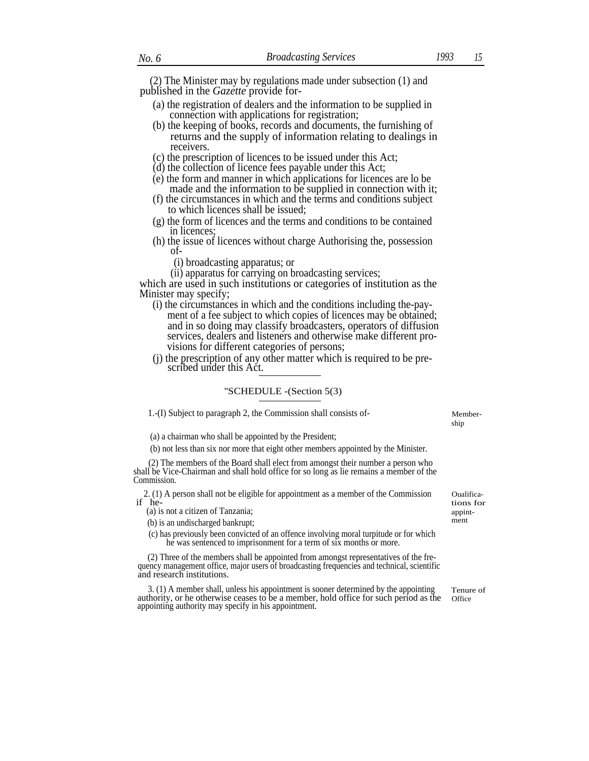(2) The Minister may by regulations made under subsection (1) and published in the *Gazette* provide for-

(a) the registration of dealers and the information to be supplied in connection with applications for registration;

(b) the keeping of books, records and documents, the furnishing of returns and the supply of information relating to dealings in receivers.

(c) the prescription of licences to be issued under this Act;

(d) the collection of licence fees payable under this Act;

(e) the form and manner in which applications for licences are lo be made and the information to be supplied in connection with it;

(f) the circumstances in which and the terms and conditions subject to which licences shall be issued;

(g) the form of licences and the terms and conditions to be contained in licences;

(h) the issue of licences without charge Authorising the, possession of-

(i) broadcasting apparatus; or

(ii) apparatus for carrying on broadcasting services;

which are used in such institutions or categories of institution as the Minister may specify;

(i) the circumstances in which and the conditions including the-payment of a fee subject to which copies of licences may be obtained; and in so doing may classify broadcasters, operators of diffusion services, dealers and listeners and otherwise make different provisions for different categories of persons;

(j) the prescription of any other matter which is required to be prescribed under this Act.

"SCHEDULE -(Section 5(3)

Membership

1.-(I) Subject to paragraph 2, the Commission shall consists of-

(a) a chairman who shall be appointed by the President;

(b) not less than six nor more that eight other members appointed by the Minister.

(2) The members of the Board shall elect from amongst their number a person who shall be Vice-Chairman and shall hold office for so long as lie remains a member of the Commission.

Oualifications for appintment

2. (1) A person shall not be eligible for appointment as a member of the Commission if he-

(a) is not a citizen of Tanzania;

(b) is an undischarged bankrupt;

(c) has previously been convicted of an offence involving moral turpitude or for which he was sentenced to imprisonment for a term of six months or more.

(2) Three of the members shall be appointed from amongst representatives of the frequency management office, major users of broadcasting frequencies and technical, scientific and research institutions.

Tenure of Office

3. (1) A member shall, unless his appointment is sooner determined by the appointing authority, or he otherwise ceases to be a member, hold office for such period as the appointing authority may specify in his appointment.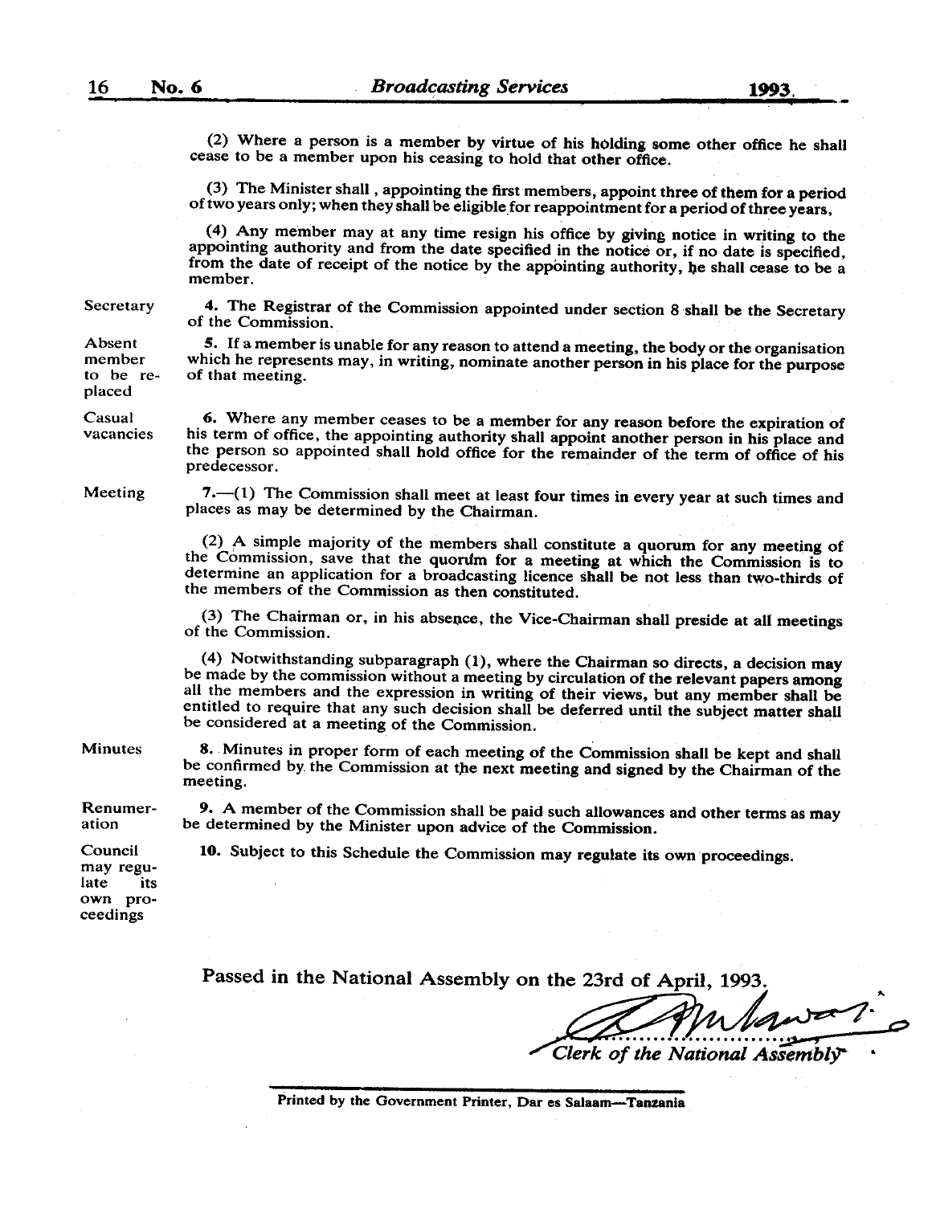(2) Where a person is a member by virtue of his holding some other office he shall cease to be a member upon his ceasing to hold that other office.

(3) The Minister shall , appointing the first members, appoint three of them for a period of two years only; when they shall be eligible for reappointment for a period of three years,

(4) Any member may at any time resign his office by giving notice in writing to the appointing authority and from the date specified in the notice or, if no date is specified, from the date of receipt of the notice by the appointing authority, he shall cease to be a member.

Secretary

**4.** The Registrar of the Commission appointed under section 8 shall be the Secretary of the Commission.

Absent member to be replaced

**5.** If a member is unable for any reason to attend a meeting, the body or the organisation which he represents may, in writing, nominate another person in his place for the purpose of that meeting.

Casual vacancies

**6.** Where any member ceases to be a member for any reason before the expiration of his term of office, the appointing authority shall appoint another person in his place and the person so appointed shall hold office for the remainder of the term of office of his predecessor.

Meeting

**7.**—(1) The Commission shall meet at least four times in every year at such times and places as may be determined by the Chairman.

(2) A simple majority of the members shall constitute a quorum for any meeting of the Commission, save that the quorum for a meeting at which the Commission is to determine an application for a broadcasting licence shall be not less than two-thirds of the members of the Commission as then constituted.

(3) The Chairman or, in his absence, the Vice-Chairman shall preside at all meetings of the Commission.

(4) Notwithstanding subparagraph (1), where the Chairman so directs, a decision may be made by the commission without a meeting by circulation of the relevant papers among all the members and the expression in writing of their views, but any member shall be entitled to require that any such decision shall be deferred until the subject matter shall be considered at a meeting of the Commission.

Minutes

**8.** Minutes in proper form of each meeting of the Commission shall be kept and shall be confirmed by the Commission at the next meeting and signed by the Chairman of the meeting.

Renumeration

**9.** A member of the Commission shall be paid such allowances and other terms as may be determined by the Minister upon advice of the Commission.

Council may regulate its own proceedings

**10.** Subject to this Schedule the Commission may regulate its own proceedings.

Passed in the National Assembly on the 23rd of April, 1993.

*Clerk of the National Assembly*

Printed by the Government Printer, Dar es Salaam—Tanzania